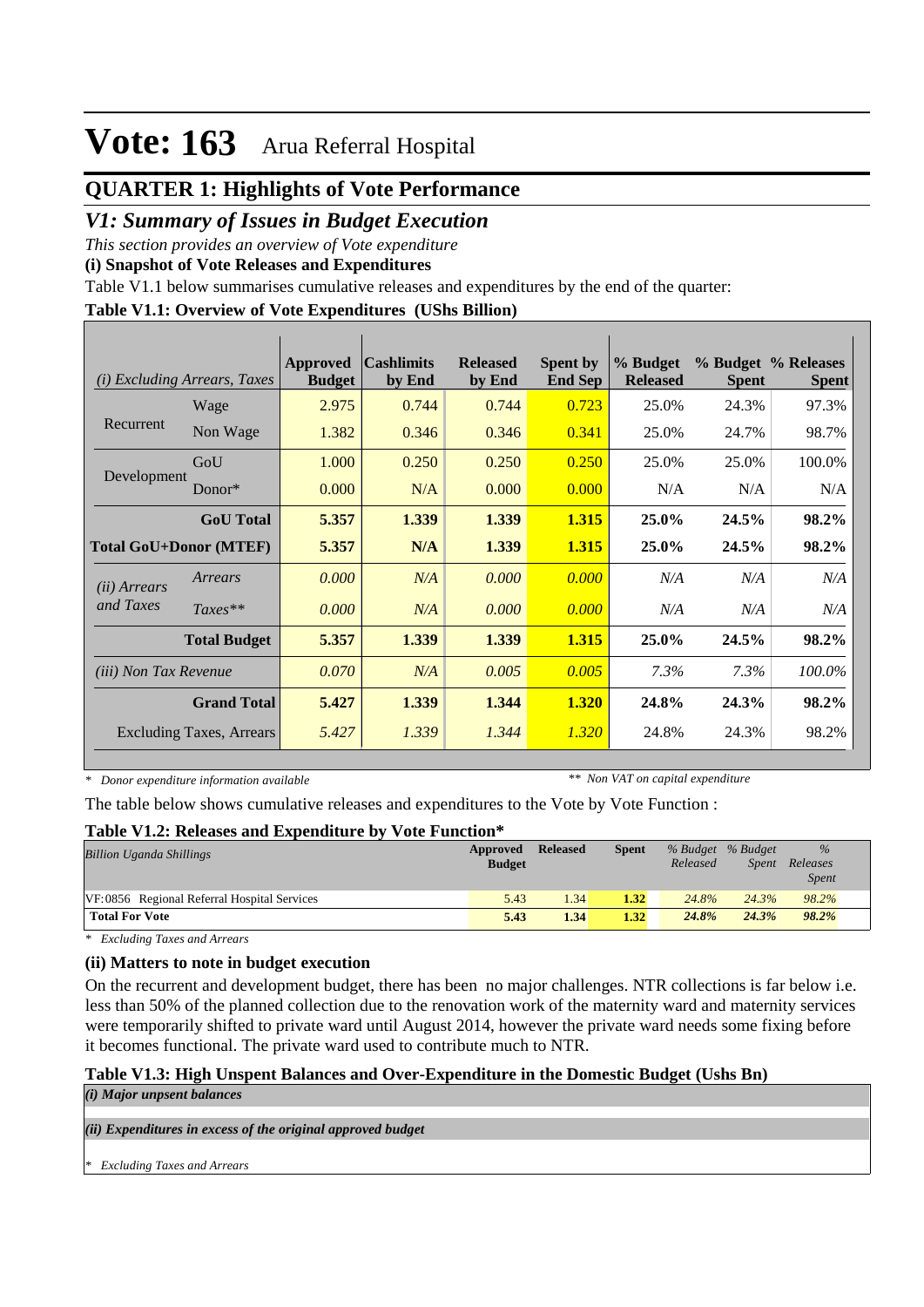# Vote: 163 Arua Referral Hospital

## QUARTER 1: Highlights of Vote Performance

### *V1: Summary of Issues in Budget Execution*

*This section provides an overview of Vote expenditure*

**(i) Snapshot of Vote Releases and Expenditures**

Table V1.1 below summarises cumulative releases and expenditures by the end of the quarter:

**Table V1.1: Overview of Vote Expenditures (UShs Billion)**

| *(i) Excluding Arrears, Taxes* | | Approved Budget | Cashlimits by End | Released by End | Spent by End Sep | % Budget Released | % Budget Spent | % Releases Spent |
|---|---|---|---|---|---|---|---|---|
| Recurrent | Wage | 2.975 | 0.744 | 0.744 | 0.723 | 25.0% | 24.3% | 97.3% |
| | Non Wage | 1.382 | 0.346 | 0.346 | 0.341 | 25.0% | 24.7% | 98.7% |
| Development | GoU | 1.000 | 0.250 | 0.250 | 0.250 | 25.0% | 25.0% | 100.0% |
| | Donor* | 0.000 | N/A | 0.000 | 0.000 | N/A | N/A | N/A |
| | **GoU Total** | **5.357** | **1.339** | **1.339** | **1.315** | **25.0%** | **24.5%** | **98.2%** |
| **Total GoU+Donor (MTEF)** | | **5.357** | **N/A** | **1.339** | **1.315** | **25.0%** | **24.5%** | **98.2%** |
| *(ii) Arrears and Taxes* | *Arrears* | *0.000* | *N/A* | *0.000* | *0.000* | *N/A* | *N/A* | *N/A* |
| | *Taxes*** | *0.000* | *N/A* | *0.000* | *0.000* | *N/A* | *N/A* | *N/A* |
| | **Total Budget** | **5.357** | **1.339** | **1.339** | **1.315** | **25.0%** | **24.5%** | **98.2%** |
| *(iii) Non Tax Revenue* | | *0.070* | *N/A* | *0.005* | *0.005* | *7.3%* | *7.3%* | *100.0%* |
| | **Grand Total** | **5.427** | **1.339** | **1.344** | **1.320** | **24.8%** | **24.3%** | **98.2%** |
| Excluding Taxes, Arrears | | *5.427* | *1.339* | *1.344* | *1.320* | 24.8% | 24.3% | 98.2% |

*\* Donor expenditure information available* *\*\* Non VAT on capital expenditure*

The table below shows cumulative releases and expenditures to the Vote by Vote Function :

**Table V1.2: Releases and Expenditure by Vote Function***

| *Billion Uganda Shillings* | Approved Budget | Released | Spent | *% Budget Released* | *% Budget Spent* | *% Releases Spent* |
|---|---|---|---|---|---|---|
| VF:0856 Regional Referral Hospital Services | 5.43 | 1.34 | **1.32** | *24.8%* | *24.3%* | *98.2%* |
| **Total For Vote** | **5.43** | **1.34** | **1.32** | ***24.8%*** | ***24.3%*** | ***98.2%*** |

*\* Excluding Taxes and Arrears*

**(ii) Matters to note in budget execution**

On the recurrent and development budget, there has been no major challenges. NTR collections is far below i.e. less than 50% of the planned collection due to the renovation work of the maternity ward and maternity services were temporarily shifted to private ward until August 2014, however the private ward needs some fixing before it becomes functional. The private ward used to contribute much to NTR.

**Table V1.3: High Unspent Balances and Over-Expenditure in the Domestic Budget (Ushs Bn)**

***(i) Major unspent balances***

***(ii) Expenditures in excess of the original approved budget***

*\* Excluding Taxes and Arrears*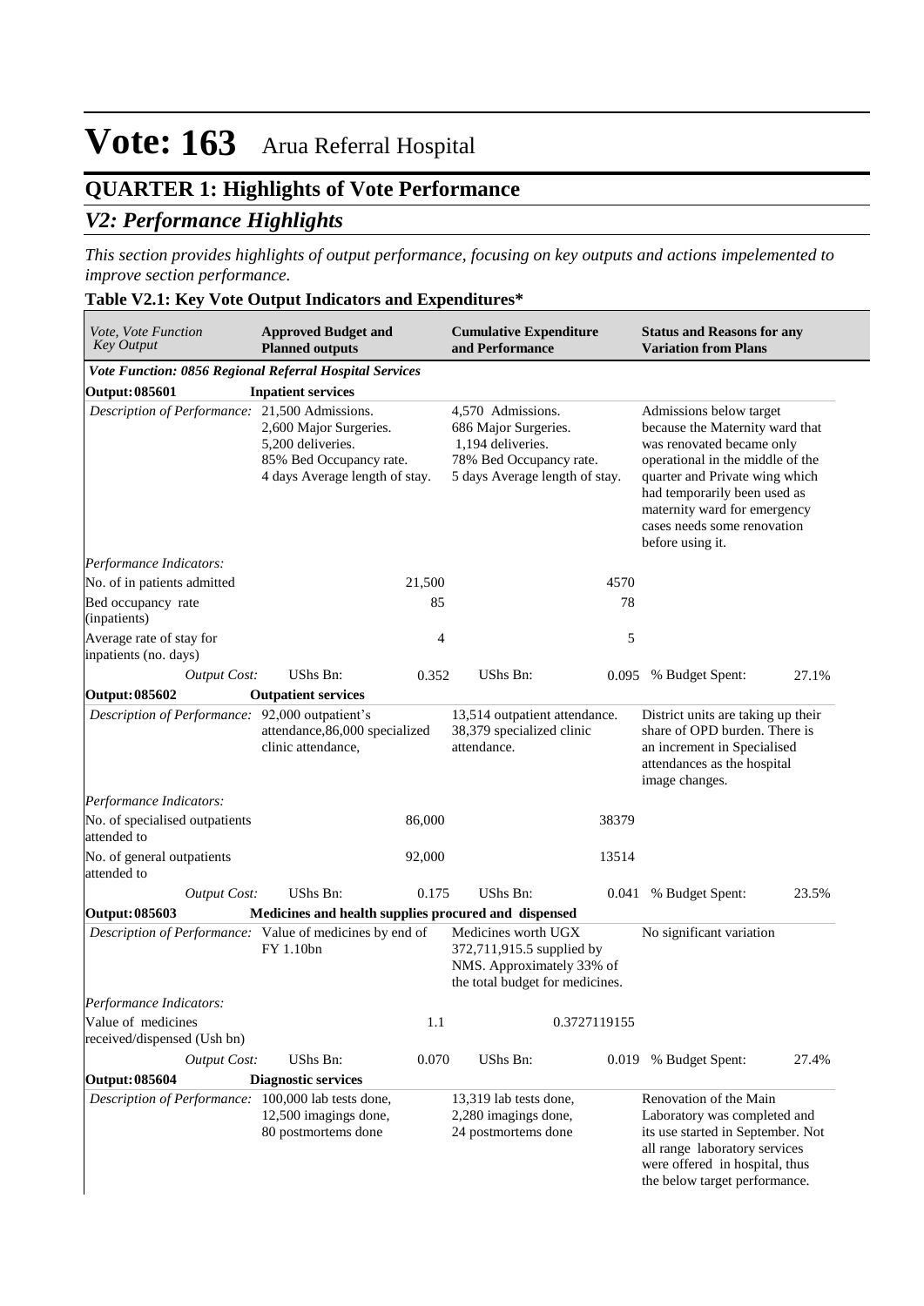# Vote: 163 Arua Referral Hospital

## QUARTER 1: Highlights of Vote Performance

### *V2: Performance Highlights*

*This section provides highlights of output performance, focusing on key outputs and actions impelemented to improve section performance.*

**Table V2.1: Key Vote Output Indicators and Expenditures***

| *Vote, Vote Function Key Output* | **Approved Budget and Planned outputs** | | **Cumulative Expenditure and Performance** | | **Status and Reasons for any Variation from Plans** | |
|---|---|---|---|---|---|---|
| ***Vote Function: 0856 Regional Referral Hospital Services*** | | | | | | |
| **Output: 085601** | **Inpatient services** | | | | | |
| *Description of Performance:* | 21,500 Admissions. 2,600 Major Surgeries. 5,200 deliveries. 85% Bed Occupancy rate. 4 days Average length of stay. | | 4,570 Admissions. 686 Major Surgeries. 1,194 deliveries. 78% Bed Occupancy rate. 5 days Average length of stay. | | Admissions below target because the Maternity ward that was renovated became only operational in the middle of the quarter and Private wing which had temporarily been used as maternity ward for emergency cases needs some renovation before using it. | |
| *Performance Indicators:* | | | | | | |
| No. of in patients admitted | | 21,500 | | 4570 | | |
| Bed occupancy rate (inpatients) | | 85 | | 78 | | |
| Average rate of stay for inpatients (no. days) | | 4 | | 5 | | |
| *Output Cost:* | UShs Bn: | 0.352 | UShs Bn: | 0.095 | % Budget Spent: | 27.1% |
| **Output: 085602** | **Outpatient services** | | | | | |
| *Description of Performance:* | 92,000 outpatient's attendance,86,000 specialized clinic attendance, | | 13,514 outpatient attendance. 38,379 specialized clinic attendance. | | District units are taking up their share of OPD burden. There is an increment in Specialised attendances as the hospital image changes. | |
| *Performance Indicators:* | | | | | | |
| No. of specialised outpatients attended to | | 86,000 | | 38379 | | |
| No. of general outpatients attended to | | 92,000 | | 13514 | | |
| *Output Cost:* | UShs Bn: | 0.175 | UShs Bn: | 0.041 | % Budget Spent: | 23.5% |
| **Output: 085603** | **Medicines and health supplies procured and dispensed** | | | | | |
| *Description of Performance:* | Value of medicines by end of FY 1.10bn | | Medicines worth UGX 372,711,915.5 supplied by NMS. Approximately 33% of the total budget for medicines. | | No significant variation | |
| *Performance Indicators:* | | | | | | |
| Value of medicines received/dispensed (Ush bn) | | 1.1 | | 0.3727119155 | | |
| *Output Cost:* | UShs Bn: | 0.070 | UShs Bn: | 0.019 | % Budget Spent: | 27.4% |
| **Output: 085604** | **Diagnostic services** | | | | | |
| *Description of Performance:* | 100,000 lab tests done, 12,500 imagings done, 80 postmortems done | | 13,319 lab tests done, 2,280 imagings done, 24 postmortems done | | Renovation of the Main Laboratory was completed and its use started in September. Not all range laboratory services were offered in hospital, thus the below target performance. | |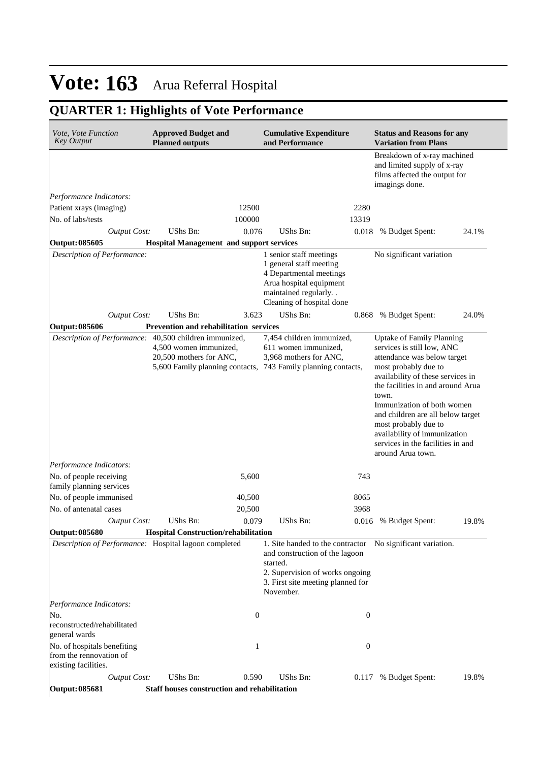# Vote: 163 Arua Referral Hospital

## QUARTER 1: Highlights of Vote Performance

| *Vote, Vote Function Key Output* | **Approved Budget and Planned outputs** | | **Cumulative Expenditure and Performance** | | **Status and Reasons for any Variation from Plans** | |
|---|---|---|---|---|---|---|
| | | | | | Breakdown of x-ray machined and limited supply of x-ray films affected the output for imagings done. | |
| *Performance Indicators:* | | | | | | |
| Patient xrays (imaging) | | 12500 | | 2280 | | |
| No. of labs/tests | | 100000 | | 13319 | | |
| *Output Cost:* | UShs Bn: | 0.076 | UShs Bn: | 0.018 | % Budget Spent: | 24.1% |
| **Output: 085605** | **Hospital Management and support services** | | | | | |
| *Description of Performance:* | | | 1 senior staff meetings<br>1 general staff meeting<br>4 Departmental meetings<br>Arua hospital equipment maintained regularly. .<br>Cleaning of hospital done | | No significant variation | |
| *Output Cost:* | UShs Bn: | 3.623 | UShs Bn: | 0.868 | % Budget Spent: | 24.0% |
| **Output: 085606** | **Prevention and rehabilitation services** | | | | | |
| *Description of Performance:* | 40,500 children immunized,<br>4,500 women immunized,<br>20,500 mothers for ANC,<br>5,600 Family planning contacts, | | 7,454 children immunized,<br>611 women immunized,<br>3,968 mothers for ANC,<br>743 Family planning contacts, | | Uptake of Family Planning services is still low, ANC attendance was below target most probably due to availability of these services in the facilities in and around Arua town.<br>Immunization of both women and children are all below target most probably due to availability of immunization services in the facilities in and around Arua town. | |
| *Performance Indicators:* | | | | | | |
| No. of people receiving family planning services | | 5,600 | | 743 | | |
| No. of people immunised | | 40,500 | | 8065 | | |
| No. of antenatal cases | | 20,500 | | 3968 | | |
| *Output Cost:* | UShs Bn: | 0.079 | UShs Bn: | 0.016 | % Budget Spent: | 19.8% |
| **Output: 085680** | **Hospital Construction/rehabilitation** | | | | | |
| *Description of Performance:* | Hospital lagoon completed | | 1. Site handed to the contractor and construction of the lagoon started.<br>2. Supervision of works ongoing<br>3. First site meeting planned for November. | | No significant variation. | |
| *Performance Indicators:* | | | | | | |
| No. reconstructed/rehabilitated general wards | | 0 | | 0 | | |
| No. of hospitals benefiting from the rennovation of existing facilities. | | 1 | | 0 | | |
| *Output Cost:* | UShs Bn: | 0.590 | UShs Bn: | 0.117 | % Budget Spent: | 19.8% |
| **Output: 085681** | **Staff houses construction and rehabilitation** | | | | | |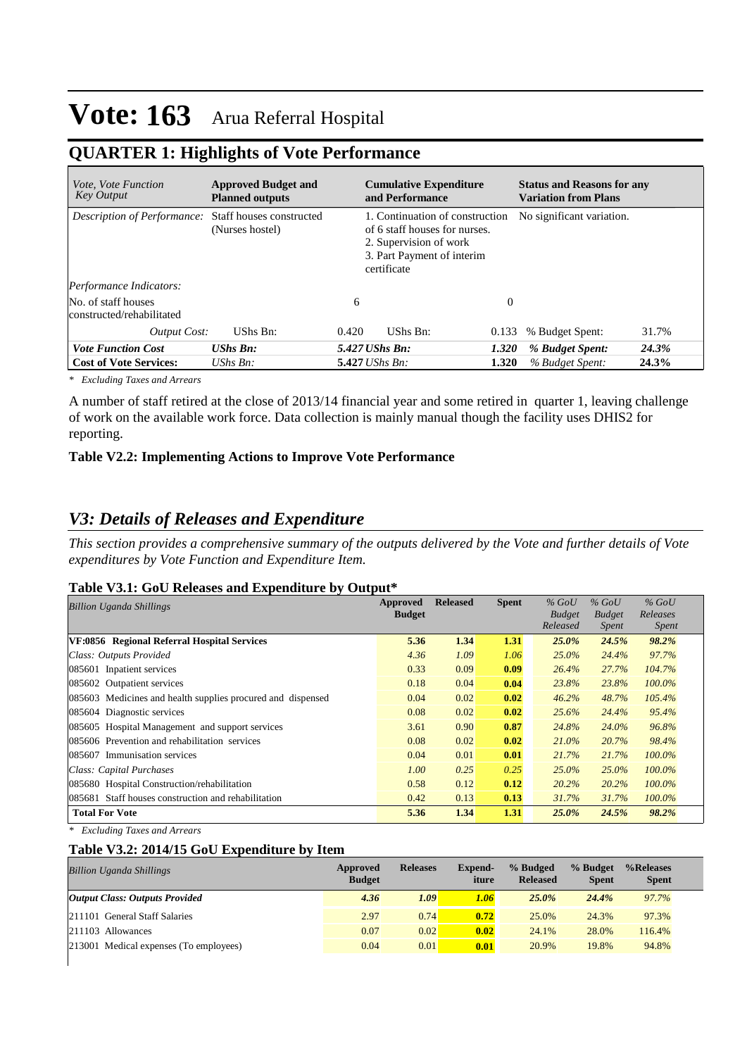# Vote: 163 Arua Referral Hospital

## QUARTER 1: Highlights of Vote Performance

| *Vote, Vote Function Key Output* | **Approved Budget and Planned outputs** | | **Cumulative Expenditure and Performance** | | **Status and Reasons for any Variation from Plans** | |
|---|---|---|---|---|---|---|
| *Description of Performance:* | Staff houses constructed (Nurses hostel) | | 1. Continuation of construction of 6 staff houses for nurses.<br>2. Supervision of work<br>3. Part Payment of interim certificate | | No significant variation. | |
| *Performance Indicators:* | | | | | | |
| No. of staff houses constructed/rehabilitated | | 6 | | 0 | | |
| *Output Cost:* | UShs Bn: | 0.420 | UShs Bn: | 0.133 | % Budget Spent: | 31.7% |
| ***Vote Function Cost*** | ***UShs Bn:*** | ***5.427*** | ***UShs Bn:*** | ***1.320*** | ***% Budget Spent:*** | ***24.3%*** |
| **Cost of Vote Services:** | *UShs Bn:* | **5.427** | *UShs Bn:* | **1.320** | *% Budget Spent:* | **24.3%** |

*\* Excluding Taxes and Arrears*

A number of staff retired at the close of 2013/14 financial year and some retired in quarter 1, leaving challenge of work on the available work force. Data collection is mainly manual though the facility uses DHIS2 for reporting.

**Table V2.2: Implementing Actions to Improve Vote Performance**

## *V3: Details of Releases and Expenditure*

*This section provides a comprehensive summary of the outputs delivered by the Vote and further details of Vote expenditures by Vote Function and Expenditure Item.*

**Table V3.1: GoU Releases and Expenditure by Output\***

| *Billion Uganda Shillings* | **Approved Budget** | **Released** | **Spent** | *% GoU Budget Released* | *% GoU Budget Spent* | *% GoU Releases Spent* |
|---|---|---|---|---|---|---|
| **VF:0856 Regional Referral Hospital Services** | **5.36** | **1.34** | **1.31** | ***25.0%*** | ***24.5%*** | ***98.2%*** |
| *Class: Outputs Provided* | *4.36* | *1.09* | *1.06* | *25.0%* | *24.4%* | *97.7%* |
| 085601 Inpatient services | 0.33 | 0.09 | **0.09** | *26.4%* | *27.7%* | *104.7%* |
| 085602 Outpatient services | 0.18 | 0.04 | **0.04** | *23.8%* | *23.8%* | *100.0%* |
| 085603 Medicines and health supplies procured and dispensed | 0.04 | 0.02 | **0.02** | *46.2%* | *48.7%* | *105.4%* |
| 085604 Diagnostic services | 0.08 | 0.02 | **0.02** | *25.6%* | *24.4%* | *95.4%* |
| 085605 Hospital Management and support services | 3.61 | 0.90 | **0.87** | *24.8%* | *24.0%* | *96.8%* |
| 085606 Prevention and rehabilitation services | 0.08 | 0.02 | **0.02** | *21.0%* | *20.7%* | *98.4%* |
| 085607 Immunisation services | 0.04 | 0.01 | **0.01** | *21.7%* | *21.7%* | *100.0%* |
| *Class: Capital Purchases* | *1.00* | *0.25* | *0.25* | *25.0%* | *25.0%* | *100.0%* |
| 085680 Hospital Construction/rehabilitation | 0.58 | 0.12 | **0.12** | *20.2%* | *20.2%* | *100.0%* |
| 085681 Staff houses construction and rehabilitation | 0.42 | 0.13 | **0.13** | *31.7%* | *31.7%* | *100.0%* |
| **Total For Vote** | **5.36** | **1.34** | **1.31** | ***25.0%*** | ***24.5%*** | ***98.2%*** |

*\* Excluding Taxes and Arrears*

**Table V3.2: 2014/15 GoU Expenditure by Item**

| *Billion Uganda Shillings* | **Approved Budget** | **Releases** | **Expend-iture** | **% Budged Released** | **% Budget Spent** | **%Releases Spent** |
|---|---|---|---|---|---|---|
| ***Output Class: Outputs Provided*** | ***4.36*** | ***1.09*** | ***1.06*** | ***25.0%*** | ***24.4%*** | *97.7%* |
| 211101 General Staff Salaries | 2.97 | 0.74 | **0.72** | 25.0% | 24.3% | 97.3% |
| 211103 Allowances | 0.07 | 0.02 | **0.02** | 24.1% | 28.0% | 116.4% |
| 213001 Medical expenses (To employees) | 0.04 | 0.01 | **0.01** | 20.9% | 19.8% | 94.8% |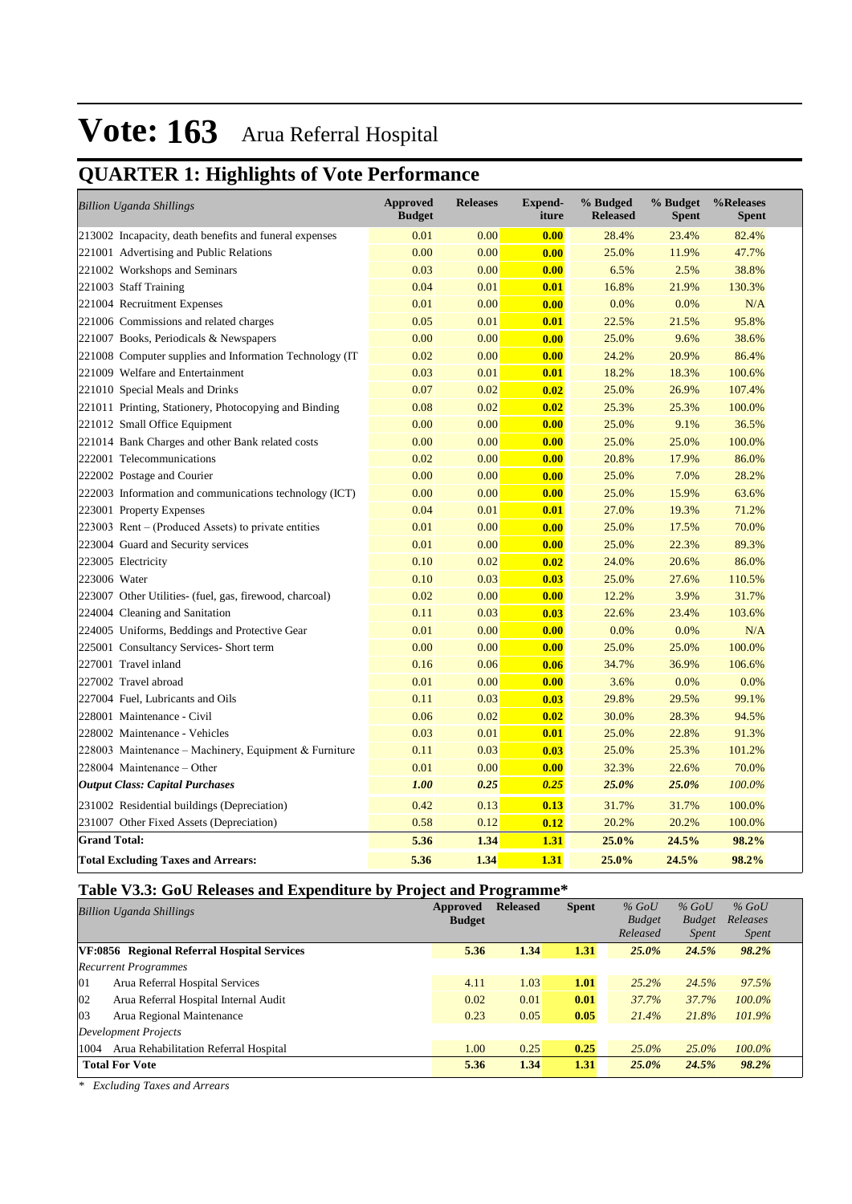# Vote: 163 Arua Referral Hospital

## QUARTER 1: Highlights of Vote Performance

| *Billion Uganda Shillings* | Approved Budget | Releases | Expend-iture | % Budged Released | % Budget Spent | %Releases Spent |
|---|---|---|---|---|---|---|
| 213002 Incapacity, death benefits and funeral expenses | 0.01 | 0.00 | **0.00** | 28.4% | 23.4% | 82.4% |
| 221001 Advertising and Public Relations | 0.00 | 0.00 | **0.00** | 25.0% | 11.9% | 47.7% |
| 221002 Workshops and Seminars | 0.03 | 0.00 | **0.00** | 6.5% | 2.5% | 38.8% |
| 221003 Staff Training | 0.04 | 0.01 | **0.01** | 16.8% | 21.9% | 130.3% |
| 221004 Recruitment Expenses | 0.01 | 0.00 | **0.00** | 0.0% | 0.0% | N/A |
| 221006 Commissions and related charges | 0.05 | 0.01 | **0.01** | 22.5% | 21.5% | 95.8% |
| 221007 Books, Periodicals & Newspapers | 0.00 | 0.00 | **0.00** | 25.0% | 9.6% | 38.6% |
| 221008 Computer supplies and Information Technology (IT | 0.02 | 0.00 | **0.00** | 24.2% | 20.9% | 86.4% |
| 221009 Welfare and Entertainment | 0.03 | 0.01 | **0.01** | 18.2% | 18.3% | 100.6% |
| 221010 Special Meals and Drinks | 0.07 | 0.02 | **0.02** | 25.0% | 26.9% | 107.4% |
| 221011 Printing, Stationery, Photocopying and Binding | 0.08 | 0.02 | **0.02** | 25.3% | 25.3% | 100.0% |
| 221012 Small Office Equipment | 0.00 | 0.00 | **0.00** | 25.0% | 9.1% | 36.5% |
| 221014 Bank Charges and other Bank related costs | 0.00 | 0.00 | **0.00** | 25.0% | 25.0% | 100.0% |
| 222001 Telecommunications | 0.02 | 0.00 | **0.00** | 20.8% | 17.9% | 86.0% |
| 222002 Postage and Courier | 0.00 | 0.00 | **0.00** | 25.0% | 7.0% | 28.2% |
| 222003 Information and communications technology (ICT) | 0.00 | 0.00 | **0.00** | 25.0% | 15.9% | 63.6% |
| 223001 Property Expenses | 0.04 | 0.01 | **0.01** | 27.0% | 19.3% | 71.2% |
| 223003 Rent – (Produced Assets) to private entities | 0.01 | 0.00 | **0.00** | 25.0% | 17.5% | 70.0% |
| 223004 Guard and Security services | 0.01 | 0.00 | **0.00** | 25.0% | 22.3% | 89.3% |
| 223005 Electricity | 0.10 | 0.02 | **0.02** | 24.0% | 20.6% | 86.0% |
| 223006 Water | 0.10 | 0.03 | **0.03** | 25.0% | 27.6% | 110.5% |
| 223007 Other Utilities- (fuel, gas, firewood, charcoal) | 0.02 | 0.00 | **0.00** | 12.2% | 3.9% | 31.7% |
| 224004 Cleaning and Sanitation | 0.11 | 0.03 | **0.03** | 22.6% | 23.4% | 103.6% |
| 224005 Uniforms, Beddings and Protective Gear | 0.01 | 0.00 | **0.00** | 0.0% | 0.0% | N/A |
| 225001 Consultancy Services- Short term | 0.00 | 0.00 | **0.00** | 25.0% | 25.0% | 100.0% |
| 227001 Travel inland | 0.16 | 0.06 | **0.06** | 34.7% | 36.9% | 106.6% |
| 227002 Travel abroad | 0.01 | 0.00 | **0.00** | 3.6% | 0.0% | 0.0% |
| 227004 Fuel, Lubricants and Oils | 0.11 | 0.03 | **0.03** | 29.8% | 29.5% | 99.1% |
| 228001 Maintenance - Civil | 0.06 | 0.02 | **0.02** | 30.0% | 28.3% | 94.5% |
| 228002 Maintenance - Vehicles | 0.03 | 0.01 | **0.01** | 25.0% | 22.8% | 91.3% |
| 228003 Maintenance – Machinery, Equipment & Furniture | 0.11 | 0.03 | **0.03** | 25.0% | 25.3% | 101.2% |
| 228004 Maintenance – Other | 0.01 | 0.00 | **0.00** | 32.3% | 22.6% | 70.0% |
| ***Output Class: Capital Purchases*** | ***1.00*** | ***0.25*** | ***0.25*** | ***25.0%*** | ***25.0%*** | *100.0%* |
| 231002 Residential buildings (Depreciation) | 0.42 | 0.13 | **0.13** | 31.7% | 31.7% | 100.0% |
| 231007 Other Fixed Assets (Depreciation) | 0.58 | 0.12 | **0.12** | 20.2% | 20.2% | 100.0% |
| **Grand Total:** | **5.36** | **1.34** | **1.31** | **25.0%** | **24.5%** | **98.2%** |
| **Total Excluding Taxes and Arrears:** | **5.36** | **1.34** | **1.31** | **25.0%** | **24.5%** | **98.2%** |

### Table V3.3: GoU Releases and Expenditure by Project and Programme*

| *Billion Uganda Shillings* | Approved Budget | Released | Spent | *% GoU Budget Released* | *% GoU Budget Spent* | *% GoU Releases Spent* |
|---|---|---|---|---|---|---|
| **VF:0856 Regional Referral Hospital Services** | **5.36** | **1.34** | **1.31** | ***25.0%*** | ***24.5%*** | ***98.2%*** |
| *Recurrent Programmes* | | | | | | |
| 01 Arua Referral Hospital Services | 4.11 | 1.03 | **1.01** | *25.2%* | *24.5%* | *97.5%* |
| 02 Arua Referral Hospital Internal Audit | 0.02 | 0.01 | **0.01** | *37.7%* | *37.7%* | *100.0%* |
| 03 Arua Regional Maintenance | 0.23 | 0.05 | **0.05** | *21.4%* | *21.8%* | *101.9%* |
| *Development Projects* | | | | | | |
| 1004 Arua Rehabilitation Referral Hospital | 1.00 | 0.25 | **0.25** | *25.0%* | *25.0%* | *100.0%* |
| **Total For Vote** | **5.36** | **1.34** | **1.31** | ***25.0%*** | ***24.5%*** | ***98.2%*** |

*\* Excluding Taxes and Arrears*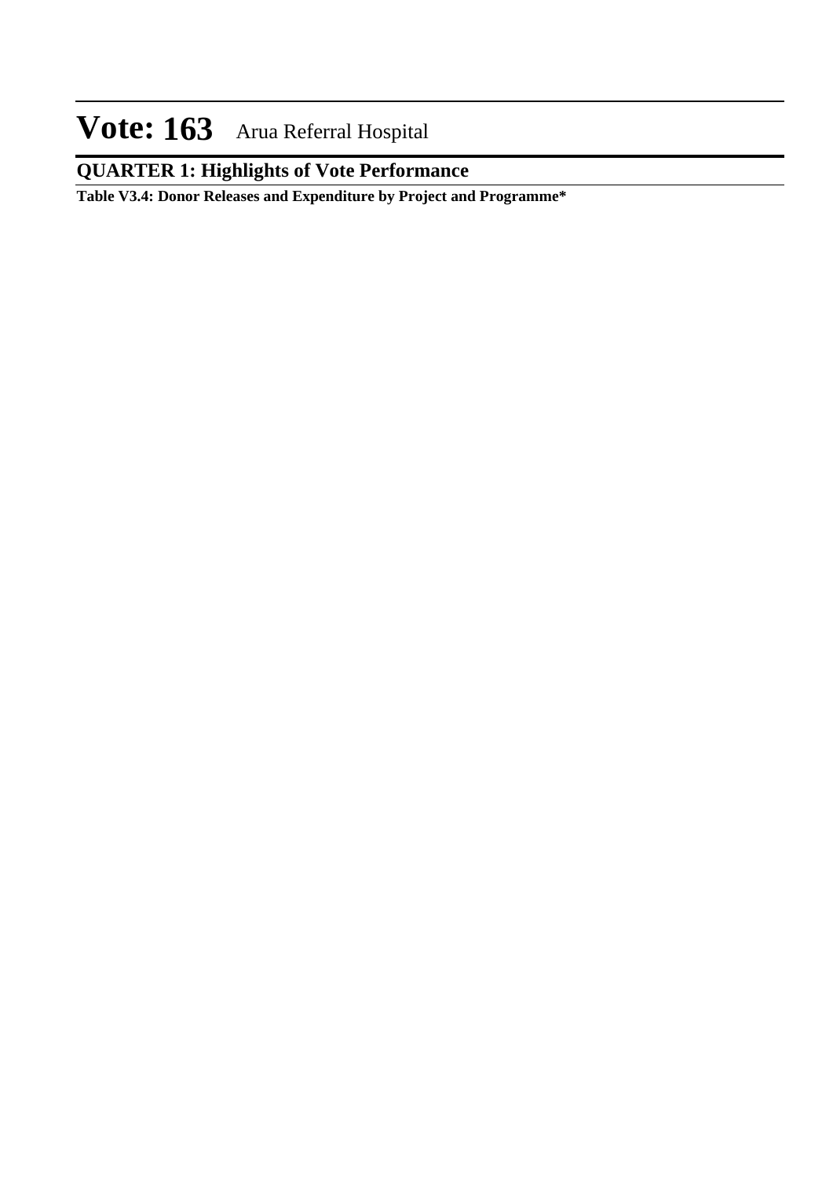# Vote: 163 Arua Referral Hospital

## QUARTER 1: Highlights of Vote Performance

**Table V3.4: Donor Releases and Expenditure by Project and Programme***